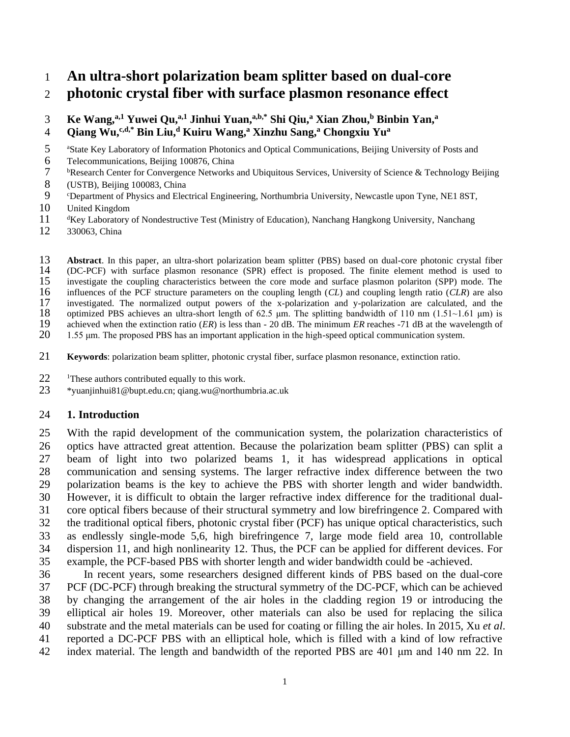# An ultra-short polarization beam splitter based on dual-core photonic crystal fiber with surface plasmon resonance effect

**Ke Wang,[a,1] Yuwei Qu,[a,1] Jinhui Yuan,[a,b,*] Shi Qiu,[a] Xian Zhou,[b] Binbin Yan,[a] Qiang Wu,[c,d,*] Bin Liu,[d] Kuiru Wang,[a] Xinzhu Sang,[a] Chongxiu Yu[a]**

[a]State Key Laboratory of Information Photonics and Optical Communications, Beijing University of Posts and Telecommunications, Beijing 100876, China

[b]Research Center for Convergence Networks and Ubiquitous Services, University of Science & Technology Beijing (USTB), Beijing 100083, China

[c]Department of Physics and Electrical Engineering, Northumbria University, Newcastle upon Tyne, NE1 8ST, United Kingdom

[d]Key Laboratory of Nondestructive Test (Ministry of Education), Nanchang Hangkong University, Nanchang 330063, China

**Abstract**. In this paper, an ultra-short polarization beam splitter (PBS) based on dual-core photonic crystal fiber (DC-PCF) with surface plasmon resonance (SPR) effect is proposed. The finite element method is used to investigate the coupling characteristics between the core mode and surface plasmon polariton (SPP) mode. The influences of the PCF structure parameters on the coupling length (*CL*) and coupling length ratio (*CLR*) are also investigated. The normalized output powers of the x-polarization and y-polarization are calculated, and the optimized PBS achieves an ultra-short length of 62.5 μm. The splitting bandwidth of 110 nm (1.51~1.61 μm) is achieved when the extinction ratio (*ER*) is less than - 20 dB. The minimum *ER* reaches -71 dB at the wavelength of 1.55 μm. The proposed PBS has an important application in the high-speed optical communication system.

**Keywords**: polarization beam splitter, photonic crystal fiber, surface plasmon resonance, extinction ratio.

[1]These authors contributed equally to this work.

*yuanjinhui81@bupt.edu.cn; qiang.wu@northumbria.ac.uk

## 1. Introduction

With the rapid development of the communication system, the polarization characteristics of optics have attracted great attention. Because the polarization beam splitter (PBS) can split a beam of light into two polarized beams 1, it has widespread applications in optical communication and sensing systems. The larger refractive index difference between the two polarization beams is the key to achieve the PBS with shorter length and wider bandwidth. However, it is difficult to obtain the larger refractive index difference for the traditional dual-core optical fibers because of their structural symmetry and low birefringence 2. Compared with the traditional optical fibers, photonic crystal fiber (PCF) has unique optical characteristics, such as endlessly single-mode 5,6, high birefringence 7, large mode field area 10, controllable dispersion 11, and high nonlinearity 12. Thus, the PCF can be applied for different devices. For example, the PCF-based PBS with shorter length and wider bandwidth could be -achieved.

In recent years, some researchers designed different kinds of PBS based on the dual-core PCF (DC-PCF) through breaking the structural symmetry of the DC-PCF, which can be achieved by changing the arrangement of the air holes in the cladding region 19 or introducing the elliptical air holes 19. Moreover, other materials can also be used for replacing the silica substrate and the metal materials can be used for coating or filling the air holes. In 2015, Xu *et al*. reported a DC-PCF PBS with an elliptical hole, which is filled with a kind of low refractive index material. The length and bandwidth of the reported PBS are 401 μm and 140 nm 22. In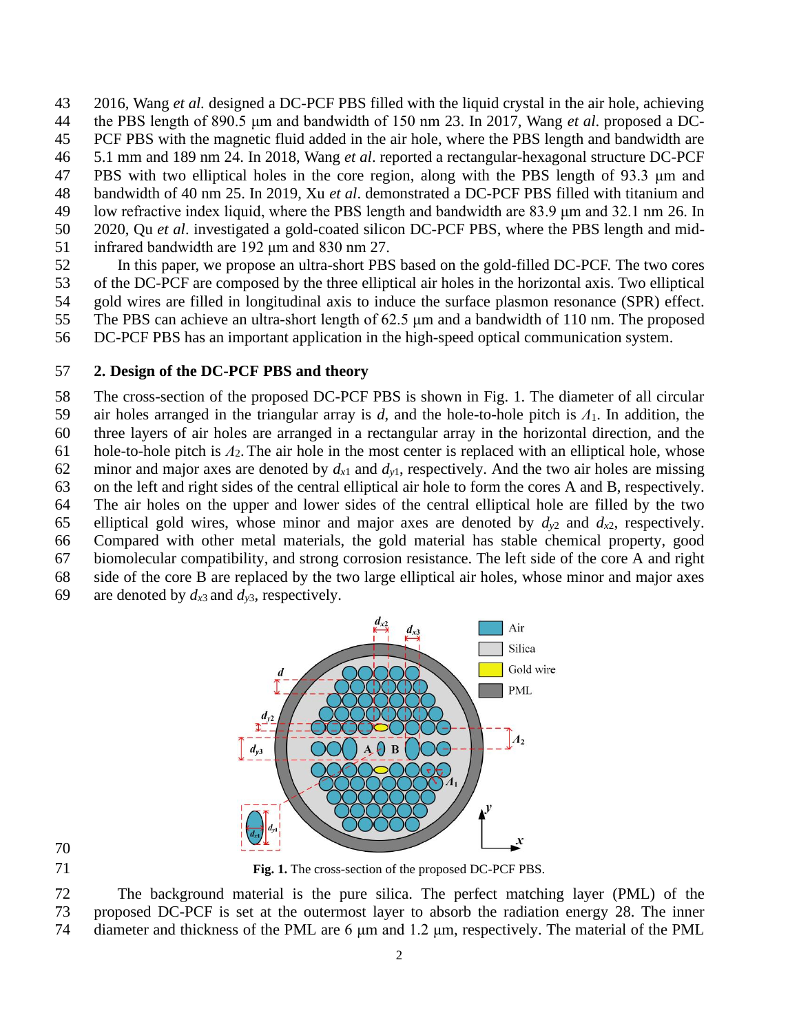2016, Wang *et al.* designed a DC-PCF PBS filled with the liquid crystal in the air hole, achieving the PBS length of 890.5 μm and bandwidth of 150 nm 23. In 2017, Wang *et al*. proposed a DC-PCF PBS with the magnetic fluid added in the air hole, where the PBS length and bandwidth are 5.1 mm and 189 nm 24. In 2018, Wang *et al*. reported a rectangular-hexagonal structure DC-PCF PBS with two elliptical holes in the core region, along with the PBS length of 93.3 μm and bandwidth of 40 nm 25. In 2019, Xu *et al*. demonstrated a DC-PCF PBS filled with titanium and low refractive index liquid, where the PBS length and bandwidth are 83.9 μm and 32.1 nm 26. In 2020, Qu *et al*. investigated a gold-coated silicon DC-PCF PBS, where the PBS length and mid-infrared bandwidth are 192 μm and 830 nm 27.

In this paper, we propose an ultra-short PBS based on the gold-filled DC-PCF. The two cores of the DC-PCF are composed by the three elliptical air holes in the horizontal axis. Two elliptical gold wires are filled in longitudinal axis to induce the surface plasmon resonance (SPR) effect. The PBS can achieve an ultra-short length of 62.5 μm and a bandwidth of 110 nm. The proposed DC-PCF PBS has an important application in the high-speed optical communication system.

## 2. Design of the DC-PCF PBS and theory

The cross-section of the proposed DC-PCF PBS is shown in Fig. 1. The diameter of all circular air holes arranged in the triangular array is $d$, and the hole-to-hole pitch is $\Lambda_1$. In addition, the three layers of air holes are arranged in a rectangular array in the horizontal direction, and the hole-to-hole pitch is $\Lambda_2$. The air hole in the most center is replaced with an elliptical hole, whose minor and major axes are denoted by $d_{x1}$ and $d_{y1}$, respectively. And the two air holes are missing on the left and right sides of the central elliptical air hole to form the cores A and B, respectively. The air holes on the upper and lower sides of the central elliptical hole are filled by the two elliptical gold wires, whose minor and major axes are denoted by $d_{y2}$ and $d_{x2}$, respectively. Compared with other metal materials, the gold material has stable chemical property, good biomolecular compatibility, and strong corrosion resistance. The left side of the core A and right side of the core B are replaced by the two large elliptical air holes, whose minor and major axes are denoted by $d_{x3}$ and $d_{y3}$, respectively.

**Fig. 1.** The cross-section of the proposed DC-PCF PBS.

The background material is the pure silica. The perfect matching layer (PML) of the proposed DC-PCF is set at the outermost layer to absorb the radiation energy 28. The inner diameter and thickness of the PML are 6 μm and 1.2 μm, respectively. The material of the PML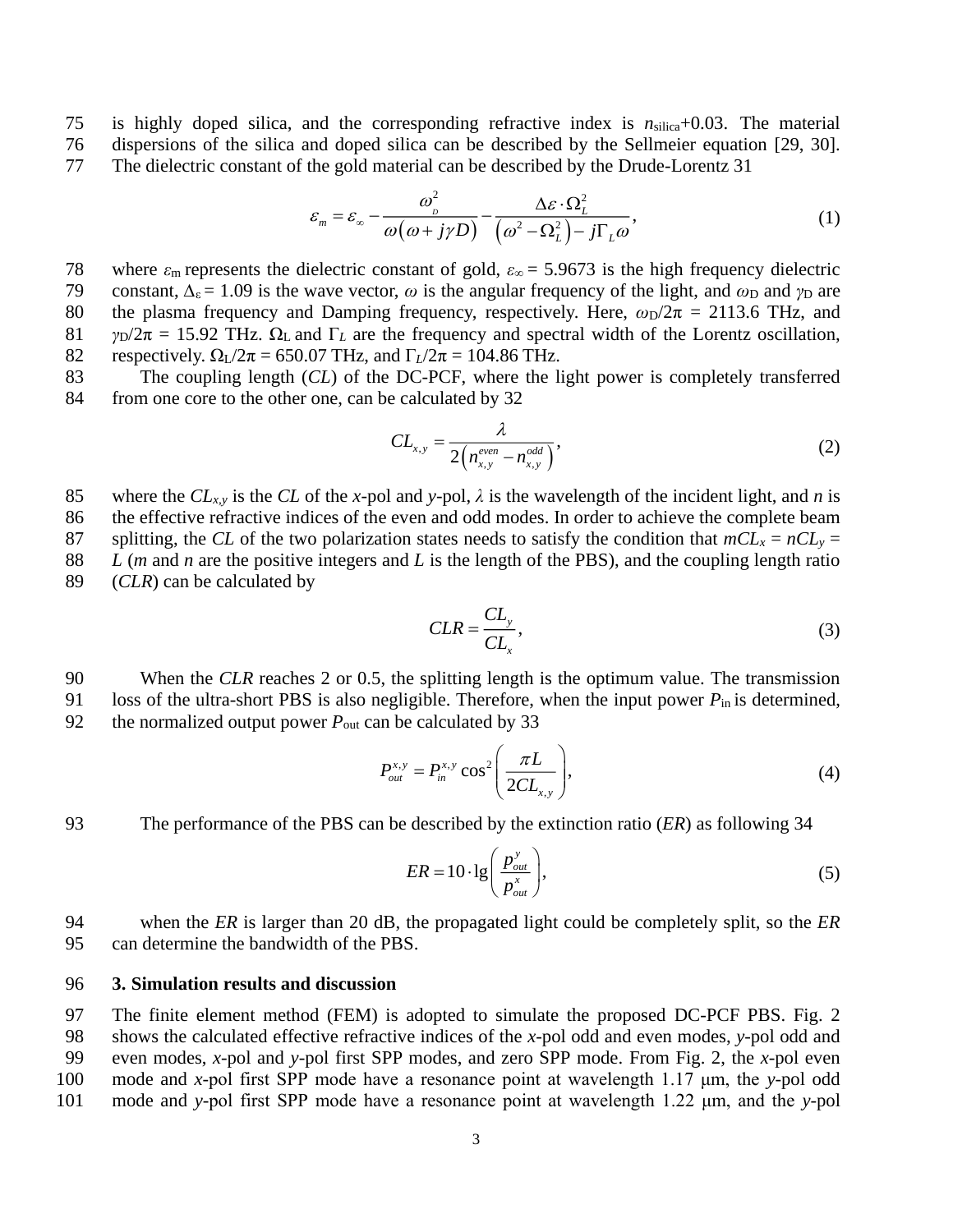is highly doped silica, and the corresponding refractive index is $n_{silica}$+0.03. The material dispersions of the silica and doped silica can be described by the Sellmeier equation [29, 30]. The dielectric constant of the gold material can be described by the Drude-Lorentz 31

$$\varepsilon_m = \varepsilon_\infty - \frac{\omega_D^2}{\omega(\omega + j\gamma D)} - \frac{\Delta\varepsilon \cdot \Omega_L^2}{(\omega^2 - \Omega_L^2) - j\Gamma_L \omega}, \tag{1}$$

where $\varepsilon_m$ represents the dielectric constant of gold, $\varepsilon_\infty$ = 5.9673 is the high frequency dielectric constant, $\Delta_\varepsilon$ = 1.09 is the wave vector, $\omega$ is the angular frequency of the light, and $\omega_D$ and $\gamma_D$ are the plasma frequency and Damping frequency, respectively. Here, $\omega_D/2\pi$ = 2113.6 THz, and $\gamma_D/2\pi$ = 15.92 THz. $\Omega_L$ and $\Gamma_L$ are the frequency and spectral width of the Lorentz oscillation, respectively. $\Omega_L/2\pi$ = 650.07 THz, and $\Gamma_L/2\pi$ = 104.86 THz.

The coupling length (*CL*) of the DC-PCF, where the light power is completely transferred from one core to the other one, can be calculated by 32

$$CL_{x,y} = \frac{\lambda}{2\left(n_{x,y}^{even} - n_{x,y}^{odd}\right)}, \tag{2}$$

where the $CL_{x,y}$ is the *CL* of the *x*-pol and *y*-pol, $\lambda$ is the wavelength of the incident light, and *n* is the effective refractive indices of the even and odd modes. In order to achieve the complete beam splitting, the *CL* of the two polarization states needs to satisfy the condition that $mCL_x = nCL_y = L$ (*m* and *n* are the positive integers and *L* is the length of the PBS), and the coupling length ratio (*CLR*) can be calculated by

$$CLR = \frac{CL_y}{CL_x}, \tag{3}$$

When the *CLR* reaches 2 or 0.5, the splitting length is the optimum value. The transmission loss of the ultra-short PBS is also negligible. Therefore, when the input power $P_{in}$ is determined, the normalized output power $P_{out}$ can be calculated by 33

$$P_{out}^{x,y} = P_{in}^{x,y} \cos^2\left(\frac{\pi L}{2CL_{x,y}}\right), \tag{4}$$

The performance of the PBS can be described by the extinction ratio (*ER*) as following 34

$$ER = 10 \cdot \lg\left(\frac{p_{out}^y}{p_{out}^x}\right), \tag{5}$$

when the *ER* is larger than 20 dB, the propagated light could be completely split, so the *ER* can determine the bandwidth of the PBS.

## 3. Simulation results and discussion

The finite element method (FEM) is adopted to simulate the proposed DC-PCF PBS. Fig. 2 shows the calculated effective refractive indices of the *x*-pol odd and even modes, *y*-pol odd and even modes, *x*-pol and *y*-pol first SPP modes, and zero SPP mode. From Fig. 2, the *x*-pol even mode and *x*-pol first SPP mode have a resonance point at wavelength 1.17 μm, the *y*-pol odd mode and *y*-pol first SPP mode have a resonance point at wavelength 1.22 μm, and the *y*-pol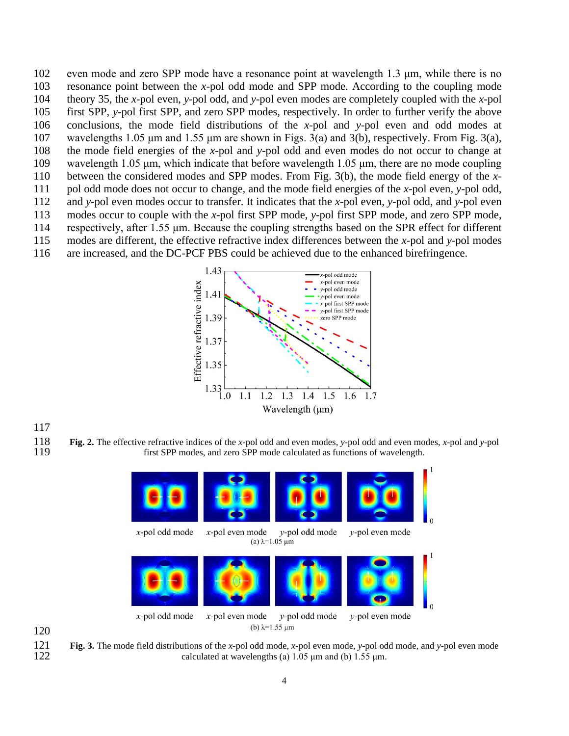even mode and zero SPP mode have a resonance point at wavelength 1.3 μm, while there is no resonance point between the *x*-pol odd mode and SPP mode. According to the coupling mode theory 35, the *x*-pol even, *y*-pol odd, and *y*-pol even modes are completely coupled with the *x*-pol first SPP, *y*-pol first SPP, and zero SPP modes, respectively. In order to further verify the above conclusions, the mode field distributions of the *x*-pol and *y*-pol even and odd modes at wavelengths 1.05 μm and 1.55 μm are shown in Figs. 3(a) and 3(b), respectively. From Fig. 3(a), the mode field energies of the *x*-pol and *y*-pol odd and even modes do not occur to change at wavelength 1.05 μm, which indicate that before wavelength 1.05 μm, there are no mode coupling between the considered modes and SPP modes. From Fig. 3(b), the mode field energy of the *x*-pol odd mode does not occur to change, and the mode field energies of the *x*-pol even, *y*-pol odd, and *y*-pol even modes occur to transfer. It indicates that the *x*-pol even, *y*-pol odd, and *y*-pol even modes occur to couple with the *x*-pol first SPP mode, *y*-pol first SPP mode, and zero SPP mode, respectively, after 1.55 μm. Because the coupling strengths based on the SPR effect for different modes are different, the effective refractive index differences between the *x*-pol and *y*-pol modes are increased, and the DC-PCF PBS could be achieved due to the enhanced birefringence.

**Fig. 2.** The effective refractive indices of the *x*-pol odd and even modes, *y*-pol odd and even modes, *x*-pol and *y*-pol first SPP modes, and zero SPP mode calculated as functions of wavelength.

**Fig. 3.** The mode field distributions of the *x*-pol odd mode, *x*-pol even mode, *y*-pol odd mode, and *y*-pol even mode calculated at wavelengths (a) 1.05 μm and (b) 1.55 μm.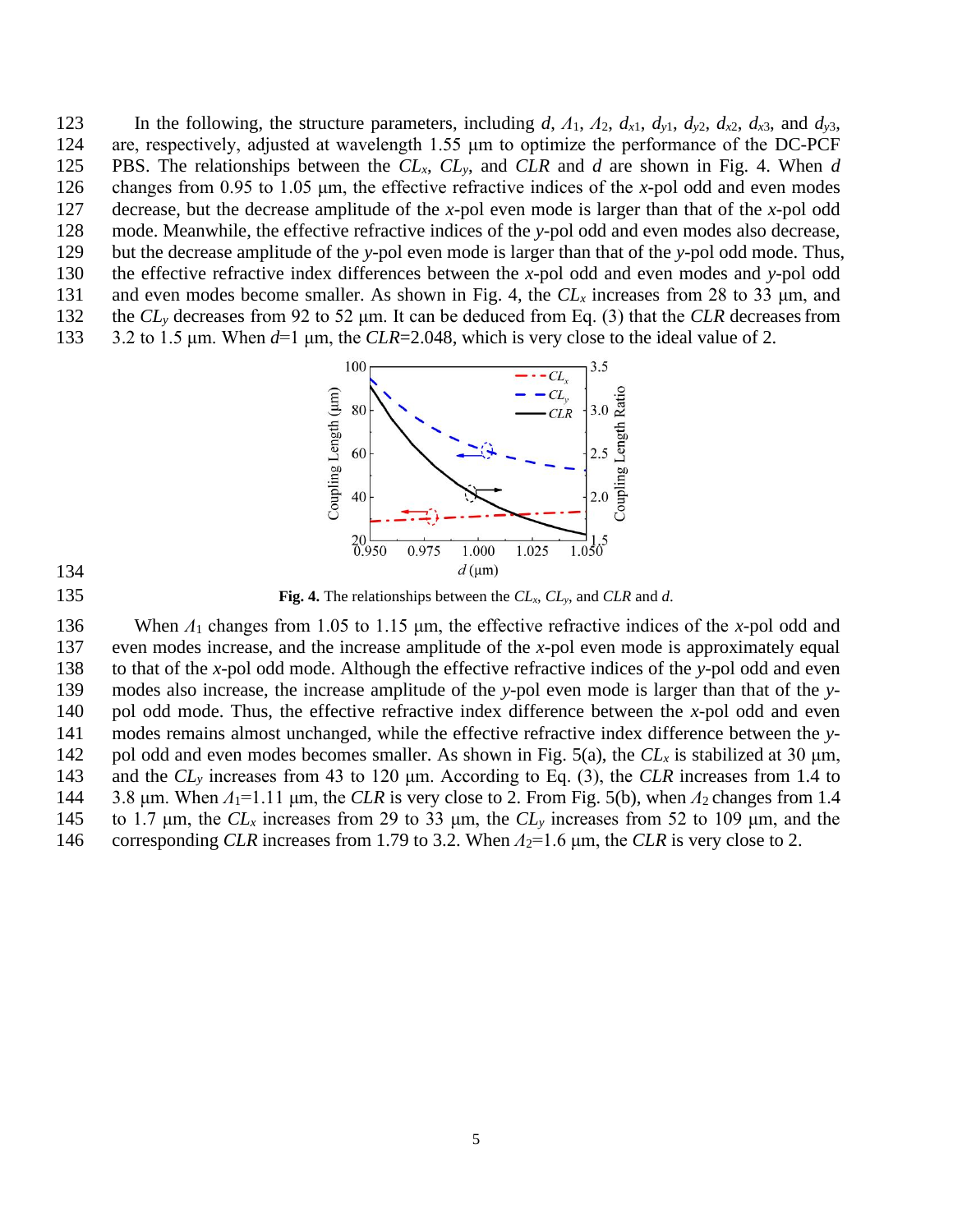In the following, the structure parameters, including $d$, $\Lambda_1$, $\Lambda_2$, $d_{x1}$, $d_{y1}$, $d_{y2}$, $d_{x2}$, $d_{x3}$, and $d_{y3}$, are, respectively, adjusted at wavelength 1.55 μm to optimize the performance of the DC-PCF PBS. The relationships between the $CL_x$, $CL_y$, and $CLR$ and $d$ are shown in Fig. 4. When $d$ changes from 0.95 to 1.05 μm, the effective refractive indices of the $x$-pol odd and even modes decrease, but the decrease amplitude of the $x$-pol even mode is larger than that of the $x$-pol odd mode. Meanwhile, the effective refractive indices of the $y$-pol odd and even modes also decrease, but the decrease amplitude of the $y$-pol even mode is larger than that of the $y$-pol odd mode. Thus, the effective refractive index differences between the $x$-pol odd and even modes and $y$-pol odd and even modes become smaller. As shown in Fig. 4, the $CL_x$ increases from 28 to 33 μm, and the $CL_y$ decreases from 92 to 52 μm. It can be deduced from Eq. (3) that the $CLR$ decreases from 3.2 to 1.5 μm. When $d$=1 μm, the $CLR$=2.048, which is very close to the ideal value of 2.

**Fig. 4.** The relationships between the $CL_x$, $CL_y$, and $CLR$ and $d$.

When $\Lambda_1$ changes from 1.05 to 1.15 μm, the effective refractive indices of the $x$-pol odd and even modes increase, and the increase amplitude of the $x$-pol even mode is approximately equal to that of the $x$-pol odd mode. Although the effective refractive indices of the $y$-pol odd and even modes also increase, the increase amplitude of the $y$-pol even mode is larger than that of the $y$-pol odd mode. Thus, the effective refractive index difference between the $x$-pol odd and even modes remains almost unchanged, while the effective refractive index difference between the $y$-pol odd and even modes becomes smaller. As shown in Fig. 5(a), the $CL_x$ is stabilized at 30 μm, and the $CL_y$ increases from 43 to 120 μm. According to Eq. (3), the $CLR$ increases from 1.4 to 3.8 μm. When $\Lambda_1$=1.11 μm, the $CLR$ is very close to 2. From Fig. 5(b), when $\Lambda_2$ changes from 1.4 to 1.7 μm, the $CL_x$ increases from 29 to 33 μm, the $CL_y$ increases from 52 to 109 μm, and the corresponding $CLR$ increases from 1.79 to 3.2. When $\Lambda_2$=1.6 μm, the $CLR$ is very close to 2.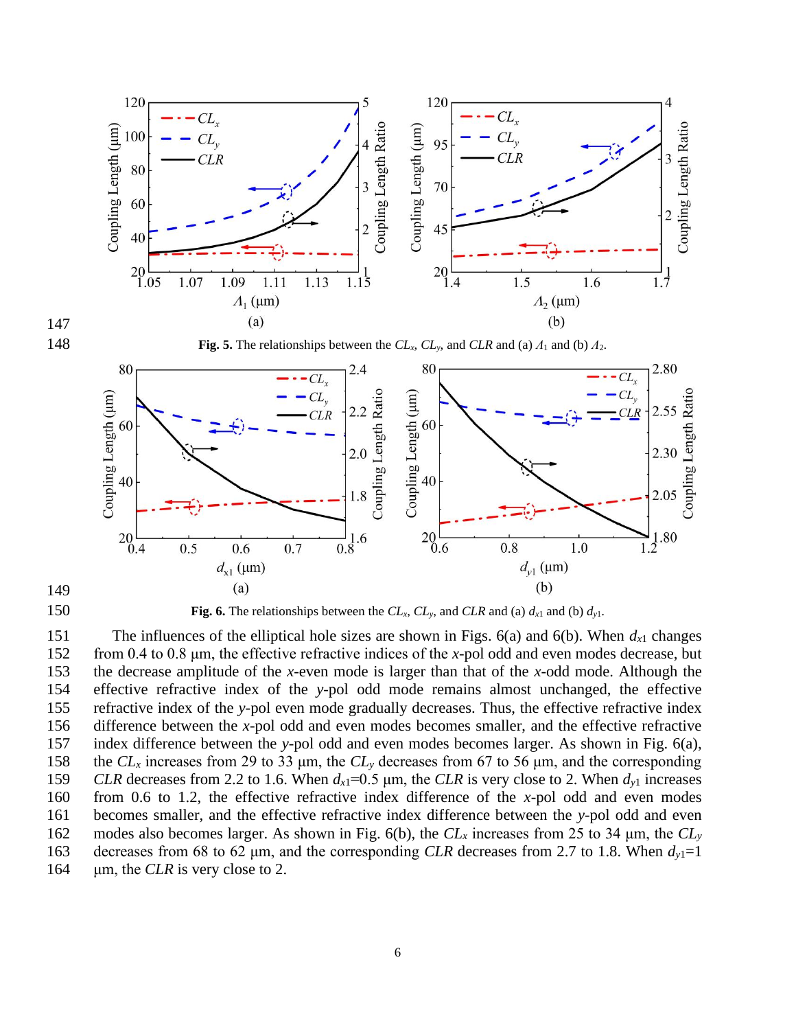**Fig. 5.** The relationships between the $CL_x$, $CL_y$, and $CLR$ and (a) $\Lambda_1$ and (b) $\Lambda_2$.

**Fig. 6.** The relationships between the $CL_x$, $CL_y$, and $CLR$ and (a) $d_{x1}$ and (b) $d_{y1}$.

The influences of the elliptical hole sizes are shown in Figs. 6(a) and 6(b). When $d_{x1}$ changes from 0.4 to 0.8 μm, the effective refractive indices of the $x$-pol odd and even modes decrease, but the decrease amplitude of the $x$-even mode is larger than that of the $x$-odd mode. Although the effective refractive index of the $y$-pol odd mode remains almost unchanged, the effective refractive index of the $y$-pol even mode gradually decreases. Thus, the effective refractive index difference between the $x$-pol odd and even modes becomes smaller, and the effective refractive index difference between the $y$-pol odd and even modes becomes larger. As shown in Fig. 6(a), the $CL_x$ increases from 29 to 33 μm, the $CL_y$ decreases from 67 to 56 μm, and the corresponding $CLR$ decreases from 2.2 to 1.6. When $d_{x1}$=0.5 μm, the $CLR$ is very close to 2. When $d_{y1}$ increases from 0.6 to 1.2, the effective refractive index difference of the $x$-pol odd and even modes becomes smaller, and the effective refractive index difference between the $y$-pol odd and even modes also becomes larger. As shown in Fig. 6(b), the $CL_x$ increases from 25 to 34 μm, the $CL_y$ decreases from 68 to 62 μm, and the corresponding $CLR$ decreases from 2.7 to 1.8. When $d_{y1}$=1 μm, the $CLR$ is very close to 2.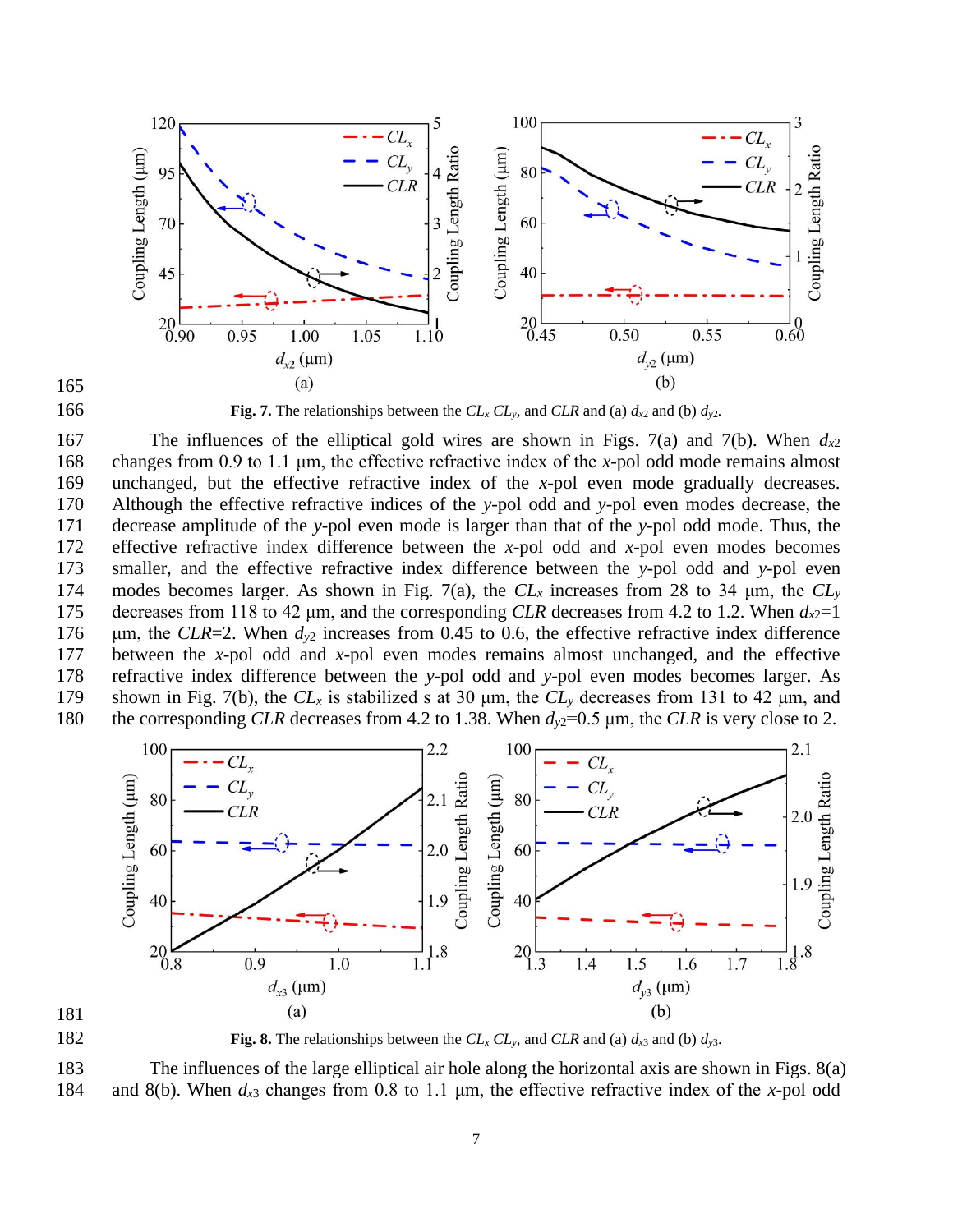**Fig. 7.** The relationships between the $CL_x$ $CL_y$, and $CLR$ and (a) $d_{x2}$ and (b) $d_{y2}$.

The influences of the elliptical gold wires are shown in Figs. 7(a) and 7(b). When $d_{x2}$ changes from 0.9 to 1.1 μm, the effective refractive index of the *x*-pol odd mode remains almost unchanged, but the effective refractive index of the *x*-pol even mode gradually decreases. Although the effective refractive indices of the *y*-pol odd and *y*-pol even modes decrease, the decrease amplitude of the *y*-pol even mode is larger than that of the *y*-pol odd mode. Thus, the effective refractive index difference between the *x*-pol odd and *x*-pol even modes becomes smaller, and the effective refractive index difference between the *y*-pol odd and *y*-pol even modes becomes larger. As shown in Fig. 7(a), the $CL_x$ increases from 28 to 34 μm, the $CL_y$ decreases from 118 to 42 μm, and the corresponding $CLR$ decreases from 4.2 to 1.2. When $d_{x2}$=1 μm, the $CLR$=2. When $d_{y2}$ increases from 0.45 to 0.6, the effective refractive index difference between the *x*-pol odd and *x*-pol even modes remains almost unchanged, and the effective refractive index difference between the *y*-pol odd and *y*-pol even modes becomes larger. As shown in Fig. 7(b), the $CL_x$ is stabilized s at 30 μm, the $CL_y$ decreases from 131 to 42 μm, and the corresponding $CLR$ decreases from 4.2 to 1.38. When $d_{y2}$=0.5 μm, the $CLR$ is very close to 2.

**Fig. 8.** The relationships between the $CL_x$ $CL_y$, and $CLR$ and (a) $d_{x3}$ and (b) $d_{y3}$.

The influences of the large elliptical air hole along the horizontal axis are shown in Figs. 8(a) and 8(b). When $d_{x3}$ changes from 0.8 to 1.1 μm, the effective refractive index of the *x*-pol odd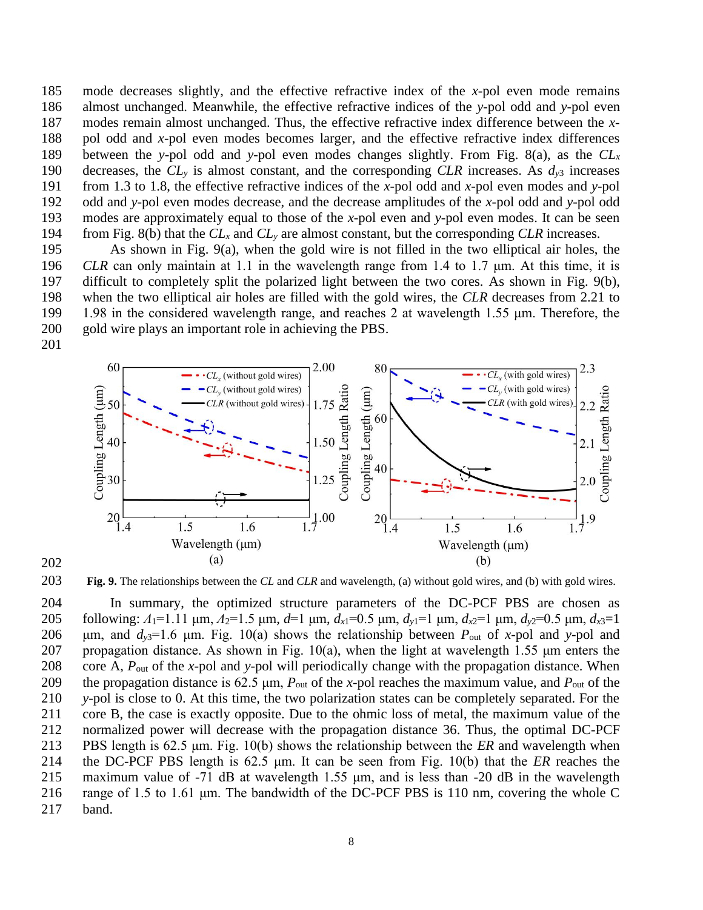mode decreases slightly, and the effective refractive index of the *x*-pol even mode remains almost unchanged. Meanwhile, the effective refractive indices of the *y*-pol odd and *y*-pol even modes remain almost unchanged. Thus, the effective refractive index difference between the *x*-pol odd and *x*-pol even modes becomes larger, and the effective refractive index differences between the *y*-pol odd and *y*-pol even modes changes slightly. From Fig. 8(a), as the $CL_x$ decreases, the $CL_y$ is almost constant, and the corresponding *CLR* increases. As $d_{y3}$ increases from 1.3 to 1.8, the effective refractive indices of the *x*-pol odd and *x*-pol even modes and *y*-pol odd and *y*-pol even modes decrease, and the decrease amplitudes of the *x*-pol odd and *y*-pol odd modes are approximately equal to those of the *x*-pol even and *y*-pol even modes. It can be seen from Fig. 8(b) that the $CL_x$ and $CL_y$ are almost constant, but the corresponding *CLR* increases.

As shown in Fig. 9(a), when the gold wire is not filled in the two elliptical air holes, the *CLR* can only maintain at 1.1 in the wavelength range from 1.4 to 1.7 μm. At this time, it is difficult to completely split the polarized light between the two cores. As shown in Fig. 9(b), when the two elliptical air holes are filled with the gold wires, the *CLR* decreases from 2.21 to 1.98 in the considered wavelength range, and reaches 2 at wavelength 1.55 μm. Therefore, the gold wire plays an important role in achieving the PBS.

**Fig. 9.** The relationships between the *CL* and *CLR* and wavelength, (a) without gold wires, and (b) with gold wires.

In summary, the optimized structure parameters of the DC-PCF PBS are chosen as following: $\Lambda_1$=1.11 μm, $\Lambda_2$=1.5 μm, *d*=1 μm, $d_{x1}$=0.5 μm, $d_{y1}$=1 μm, $d_{x2}$=1 μm, $d_{y2}$=0.5 μm, $d_{x3}$=1 μm, and $d_{y3}$=1.6 μm. Fig. 10(a) shows the relationship between $P_{out}$ of *x*-pol and *y*-pol and propagation distance. As shown in Fig. 10(a), when the light at wavelength 1.55 μm enters the core A, $P_{out}$ of the *x*-pol and *y*-pol will periodically change with the propagation distance. When the propagation distance is 62.5 μm, $P_{out}$ of the *x*-pol reaches the maximum value, and $P_{out}$ of the *y*-pol is close to 0. At this time, the two polarization states can be completely separated. For the core B, the case is exactly opposite. Due to the ohmic loss of metal, the maximum value of the normalized power will decrease with the propagation distance 36. Thus, the optimal DC-PCF PBS length is 62.5 μm. Fig. 10(b) shows the relationship between the *ER* and wavelength when the DC-PCF PBS length is 62.5 μm. It can be seen from Fig. 10(b) that the *ER* reaches the maximum value of -71 dB at wavelength 1.55 μm, and is less than -20 dB in the wavelength range of 1.5 to 1.61 μm. The bandwidth of the DC-PCF PBS is 110 nm, covering the whole C band.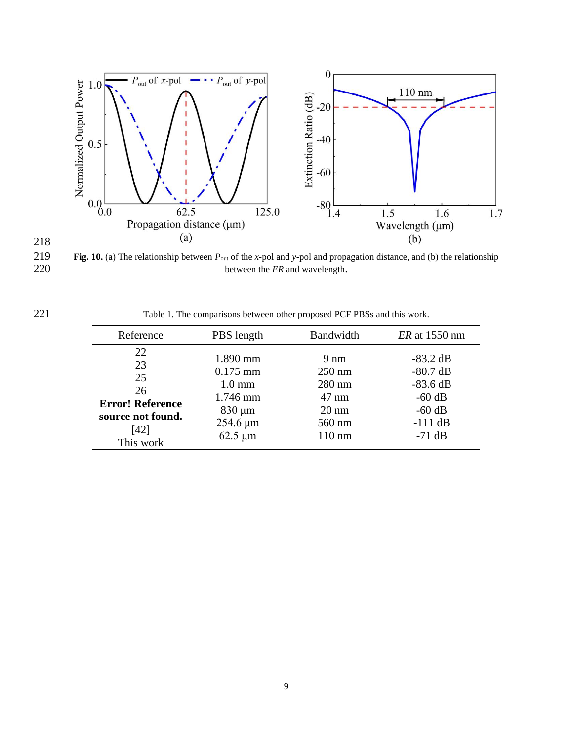**Fig. 10.** (a) The relationship between $P_{out}$ of the *x*-pol and *y*-pol and propagation distance, and (b) the relationship between the *ER* and wavelength.

Table 1. The comparisons between other proposed PCF PBSs and this work.

| Reference | PBS length | Bandwidth | *ER* at 1550 nm |
|---|---|---|---|
| 22 | 1.890 mm | 9 nm | -83.2 dB |
| 23 | 0.175 mm | 250 nm | -80.7 dB |
| 25 | 1.0 mm | 280 nm | -83.6 dB |
| 26 | 1.746 mm | 47 nm | -60 dB |
| **Error! Reference source not found.** | 830 μm | 20 nm | -60 dB |
| [42] | 254.6 μm | 560 nm | -111 dB |
| This work | 62.5 μm | 110 nm | -71 dB |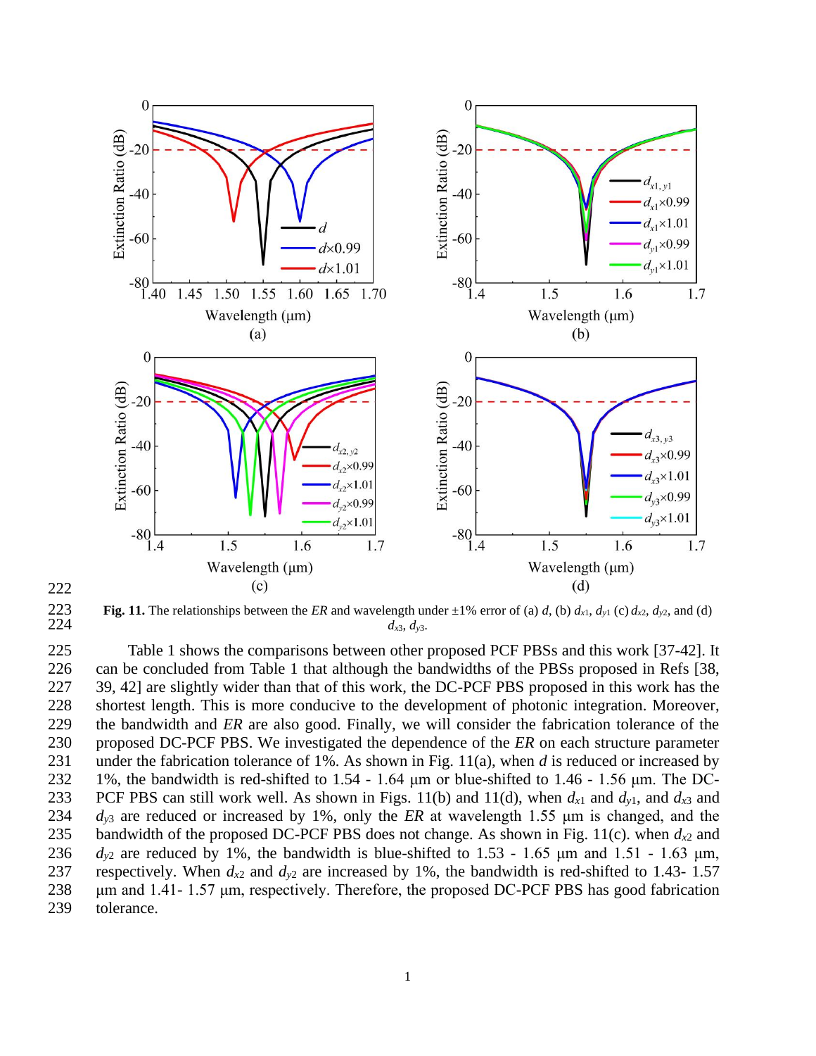**Fig. 11.** The relationships between the *ER* and wavelength under ±1% error of (a) $d$, (b) $d_{x1}$, $d_{y1}$ (c) $d_{x2}$, $d_{y2}$, and (d) $d_{x3}$, $d_{y3}$.

Table 1 shows the comparisons between other proposed PCF PBSs and this work [37-42]. It can be concluded from Table 1 that although the bandwidths of the PBSs proposed in Refs [38, 39, 42] are slightly wider than that of this work, the DC-PCF PBS proposed in this work has the shortest length. This is more conducive to the development of photonic integration. Moreover, the bandwidth and *ER* are also good. Finally, we will consider the fabrication tolerance of the proposed DC-PCF PBS. We investigated the dependence of the *ER* on each structure parameter under the fabrication tolerance of 1%. As shown in Fig. 11(a), when $d$ is reduced or increased by 1%, the bandwidth is red-shifted to 1.54 - 1.64 μm or blue-shifted to 1.46 - 1.56 μm. The DC-PCF PBS can still work well. As shown in Figs. 11(b) and 11(d), when $d_{x1}$ and $d_{y1}$, and $d_{x3}$ and $d_{y3}$ are reduced or increased by 1%, only the *ER* at wavelength 1.55 μm is changed, and the bandwidth of the proposed DC-PCF PBS does not change. As shown in Fig. 11(c). when $d_{x2}$ and $d_{y2}$ are reduced by 1%, the bandwidth is blue-shifted to 1.53 - 1.65 μm and 1.51 - 1.63 μm, respectively. When $d_{x2}$ and $d_{y2}$ are increased by 1%, the bandwidth is red-shifted to 1.43- 1.57 μm and 1.41- 1.57 μm, respectively. Therefore, the proposed DC-PCF PBS has good fabrication tolerance.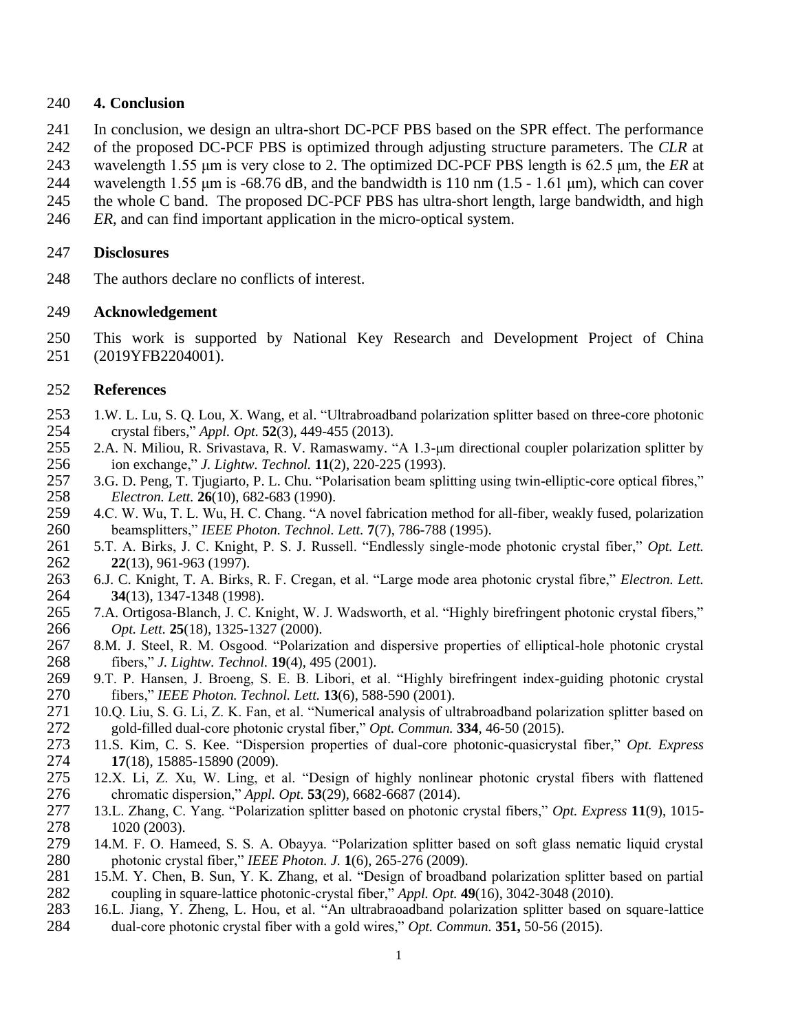## 4. Conclusion

In conclusion, we design an ultra-short DC-PCF PBS based on the SPR effect. The performance of the proposed DC-PCF PBS is optimized through adjusting structure parameters. The *CLR* at wavelength 1.55 μm is very close to 2. The optimized DC-PCF PBS length is 62.5 μm, the *ER* at wavelength 1.55 μm is -68.76 dB, and the bandwidth is 110 nm (1.5 - 1.61 μm), which can cover the whole C band. The proposed DC-PCF PBS has ultra-short length, large bandwidth, and high *ER*, and can find important application in the micro-optical system.

## Disclosures

The authors declare no conflicts of interest.

## Acknowledgement

This work is supported by National Key Research and Development Project of China (2019YFB2204001).

## References

1. W. L. Lu, S. Q. Lou, X. Wang, et al. "Ultrabroadband polarization splitter based on three-core photonic crystal fibers," *Appl. Opt.* **52**(3), 449-455 (2013).
2. A. N. Miliou, R. Srivastava, R. V. Ramaswamy. "A 1.3-μm directional coupler polarization splitter by ion exchange," *J. Lightw. Technol.* **11**(2), 220-225 (1993).
3. G. D. Peng, T. Tjugiarto, P. L. Chu. "Polarisation beam splitting using twin-elliptic-core optical fibres," *Electron. Lett.* **26**(10), 682-683 (1990).
4. C. W. Wu, T. L. Wu, H. C. Chang. "A novel fabrication method for all-fiber, weakly fused, polarization beamsplitters," *IEEE Photon. Technol. Lett.* **7**(7), 786-788 (1995).
5. T. A. Birks, J. C. Knight, P. S. J. Russell. "Endlessly single-mode photonic crystal fiber," *Opt. Lett.* **22**(13), 961-963 (1997).
6. J. C. Knight, T. A. Birks, R. F. Cregan, et al. "Large mode area photonic crystal fibre," *Electron. Lett.* **34**(13), 1347-1348 (1998).
7. A. Ortigosa-Blanch, J. C. Knight, W. J. Wadsworth, et al. "Highly birefringent photonic crystal fibers," *Opt. Lett.* **25**(18), 1325-1327 (2000).
8. M. J. Steel, R. M. Osgood. "Polarization and dispersive properties of elliptical-hole photonic crystal fibers," *J. Lightw. Technol.* **19**(4), 495 (2001).
9. T. P. Hansen, J. Broeng, S. E. B. Libori, et al. "Highly birefringent index-guiding photonic crystal fibers," *IEEE Photon. Technol. Lett.* **13**(6), 588-590 (2001).
10. Q. Liu, S. G. Li, Z. K. Fan, et al. "Numerical analysis of ultrabroadband polarization splitter based on gold-filled dual-core photonic crystal fiber," *Opt. Commun.* **334**, 46-50 (2015).
11. S. Kim, C. S. Kee. "Dispersion properties of dual-core photonic-quasicrystal fiber," *Opt. Express* **17**(18), 15885-15890 (2009).
12. X. Li, Z. Xu, W. Ling, et al. "Design of highly nonlinear photonic crystal fibers with flattened chromatic dispersion," *Appl. Opt.* **53**(29), 6682-6687 (2014).
13. L. Zhang, C. Yang. "Polarization splitter based on photonic crystal fibers," *Opt. Express* **11**(9), 1015-1020 (2003).
14. M. F. O. Hameed, S. S. A. Obayya. "Polarization splitter based on soft glass nematic liquid crystal photonic crystal fiber," *IEEE Photon. J.* **1**(6), 265-276 (2009).
15. M. Y. Chen, B. Sun, Y. K. Zhang, et al. "Design of broadband polarization splitter based on partial coupling in square-lattice photonic-crystal fiber," *Appl. Opt.* **49**(16), 3042-3048 (2010).
16. L. Jiang, Y. Zheng, L. Hou, et al. "An ultrabraoadband polarization splitter based on square-lattice dual-core photonic crystal fiber with a gold wires," *Opt. Commun.* **351,** 50-56 (2015).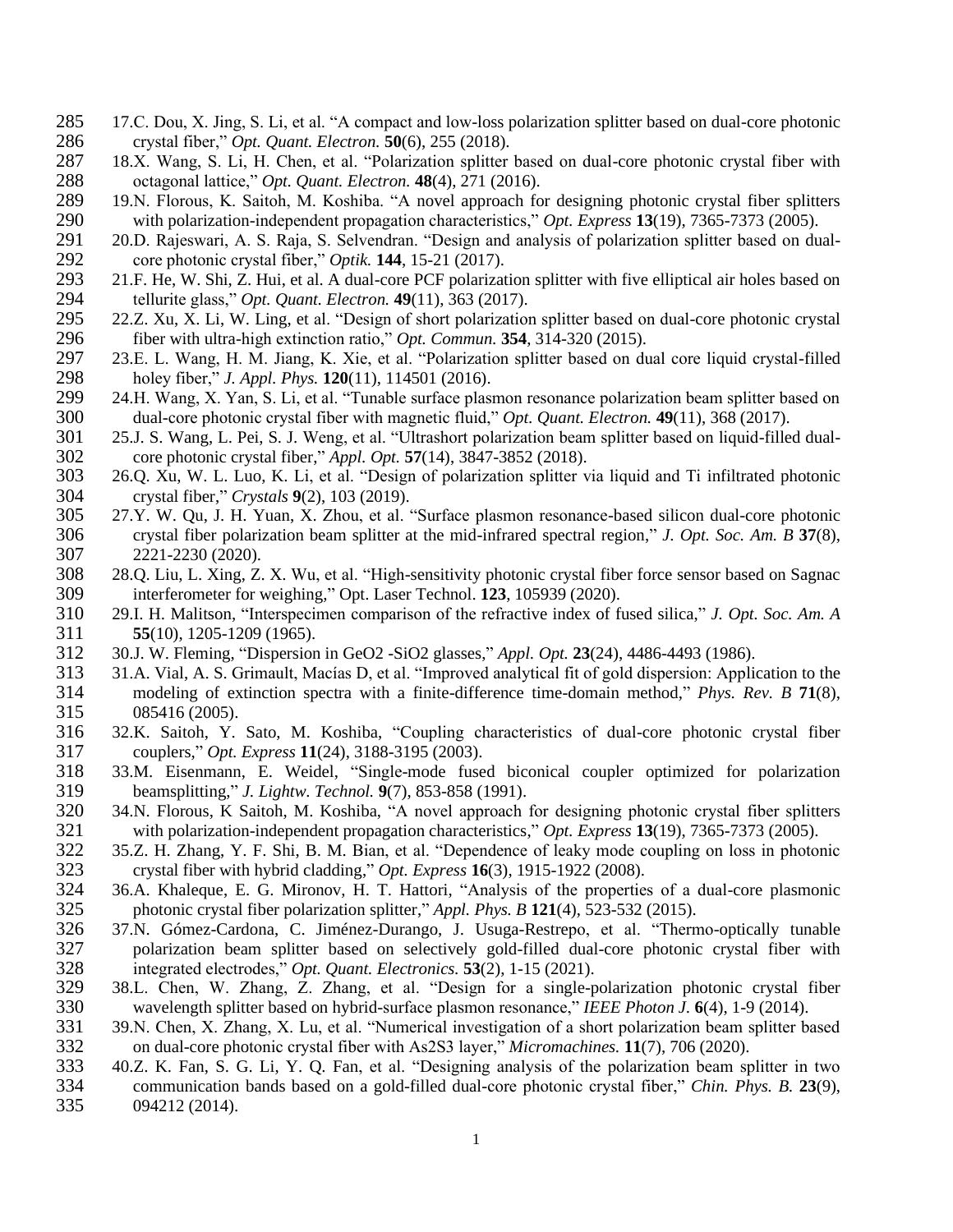17. C. Dou, X. Jing, S. Li, et al. "A compact and low-loss polarization splitter based on dual-core photonic crystal fiber," *Opt. Quant. Electron.* **50**(6), 255 (2018).
18. X. Wang, S. Li, H. Chen, et al. "Polarization splitter based on dual-core photonic crystal fiber with octagonal lattice," *Opt. Quant. Electron.* **48**(4), 271 (2016).
19. N. Florous, K. Saitoh, M. Koshiba. "A novel approach for designing photonic crystal fiber splitters with polarization-independent propagation characteristics," *Opt. Express* **13**(19), 7365-7373 (2005).
20. D. Rajeswari, A. S. Raja, S. Selvendran. "Design and analysis of polarization splitter based on dual-core photonic crystal fiber," *Optik.* **144**, 15-21 (2017).
21. F. He, W. Shi, Z. Hui, et al. A dual-core PCF polarization splitter with five elliptical air holes based on tellurite glass," *Opt. Quant. Electron.* **49**(11), 363 (2017).
22. Z. Xu, X. Li, W. Ling, et al. "Design of short polarization splitter based on dual-core photonic crystal fiber with ultra-high extinction ratio," *Opt. Commun.* **354**, 314-320 (2015).
23. E. L. Wang, H. M. Jiang, K. Xie, et al. "Polarization splitter based on dual core liquid crystal-filled holey fiber," *J. Appl. Phys.* **120**(11), 114501 (2016).
24. H. Wang, X. Yan, S. Li, et al. "Tunable surface plasmon resonance polarization beam splitter based on dual-core photonic crystal fiber with magnetic fluid," *Opt. Quant. Electron.* **49**(11), 368 (2017).
25. J. S. Wang, L. Pei, S. J. Weng, et al. "Ultrashort polarization beam splitter based on liquid-filled dual-core photonic crystal fiber," *Appl. Opt.* **57**(14), 3847-3852 (2018).
26. Q. Xu, W. L. Luo, K. Li, et al. "Design of polarization splitter via liquid and Ti infiltrated photonic crystal fiber," *Crystals* **9**(2), 103 (2019).
27. Y. W. Qu, J. H. Yuan, X. Zhou, et al. "Surface plasmon resonance-based silicon dual-core photonic crystal fiber polarization beam splitter at the mid-infrared spectral region," *J. Opt. Soc. Am. B* **37**(8), 2221-2230 (2020).
28. Q. Liu, L. Xing, Z. X. Wu, et al. "High-sensitivity photonic crystal fiber force sensor based on Sagnac interferometer for weighing," Opt. Laser Technol. **123**, 105939 (2020).
29. I. H. Malitson, "Interspecimen comparison of the refractive index of fused silica," *J. Opt. Soc. Am. A* **55**(10), 1205-1209 (1965).
30. J. W. Fleming, "Dispersion in GeO2 -SiO2 glasses," *Appl. Opt.* **23**(24), 4486-4493 (1986).
31. A. Vial, A. S. Grimault, Macías D, et al. "Improved analytical fit of gold dispersion: Application to the modeling of extinction spectra with a finite-difference time-domain method," *Phys. Rev. B* **71**(8), 085416 (2005).
32. K. Saitoh, Y. Sato, M. Koshiba, "Coupling characteristics of dual-core photonic crystal fiber couplers," *Opt. Express* **11**(24), 3188-3195 (2003).
33. M. Eisenmann, E. Weidel, "Single-mode fused biconical coupler optimized for polarization beamsplitting," *J. Lightw. Technol.* **9**(7), 853-858 (1991).
34. N. Florous, K Saitoh, M. Koshiba, "A novel approach for designing photonic crystal fiber splitters with polarization-independent propagation characteristics," *Opt. Express* **13**(19), 7365-7373 (2005).
35. Z. H. Zhang, Y. F. Shi, B. M. Bian, et al. "Dependence of leaky mode coupling on loss in photonic crystal fiber with hybrid cladding," *Opt. Express* **16**(3), 1915-1922 (2008).
36. A. Khaleque, E. G. Mironov, H. T. Hattori, "Analysis of the properties of a dual-core plasmonic photonic crystal fiber polarization splitter," *Appl. Phys. B* **121**(4), 523-532 (2015).
37. N. Gómez-Cardona, C. Jiménez-Durango, J. Usuga-Restrepo, et al. "Thermo-optically tunable polarization beam splitter based on selectively gold-filled dual-core photonic crystal fiber with integrated electrodes," *Opt. Quant. Electronics.* **53**(2), 1-15 (2021).
38. L. Chen, W. Zhang, Z. Zhang, et al. "Design for a single-polarization photonic crystal fiber wavelength splitter based on hybrid-surface plasmon resonance," *IEEE Photon J.* **6**(4), 1-9 (2014).
39. N. Chen, X. Zhang, X. Lu, et al. "Numerical investigation of a short polarization beam splitter based on dual-core photonic crystal fiber with As2S3 layer," *Micromachines.* **11**(7), 706 (2020).
40. Z. K. Fan, S. G. Li, Y. Q. Fan, et al. "Designing analysis of the polarization beam splitter in two communication bands based on a gold-filled dual-core photonic crystal fiber," *Chin. Phys. B.* **23**(9), 094212 (2014).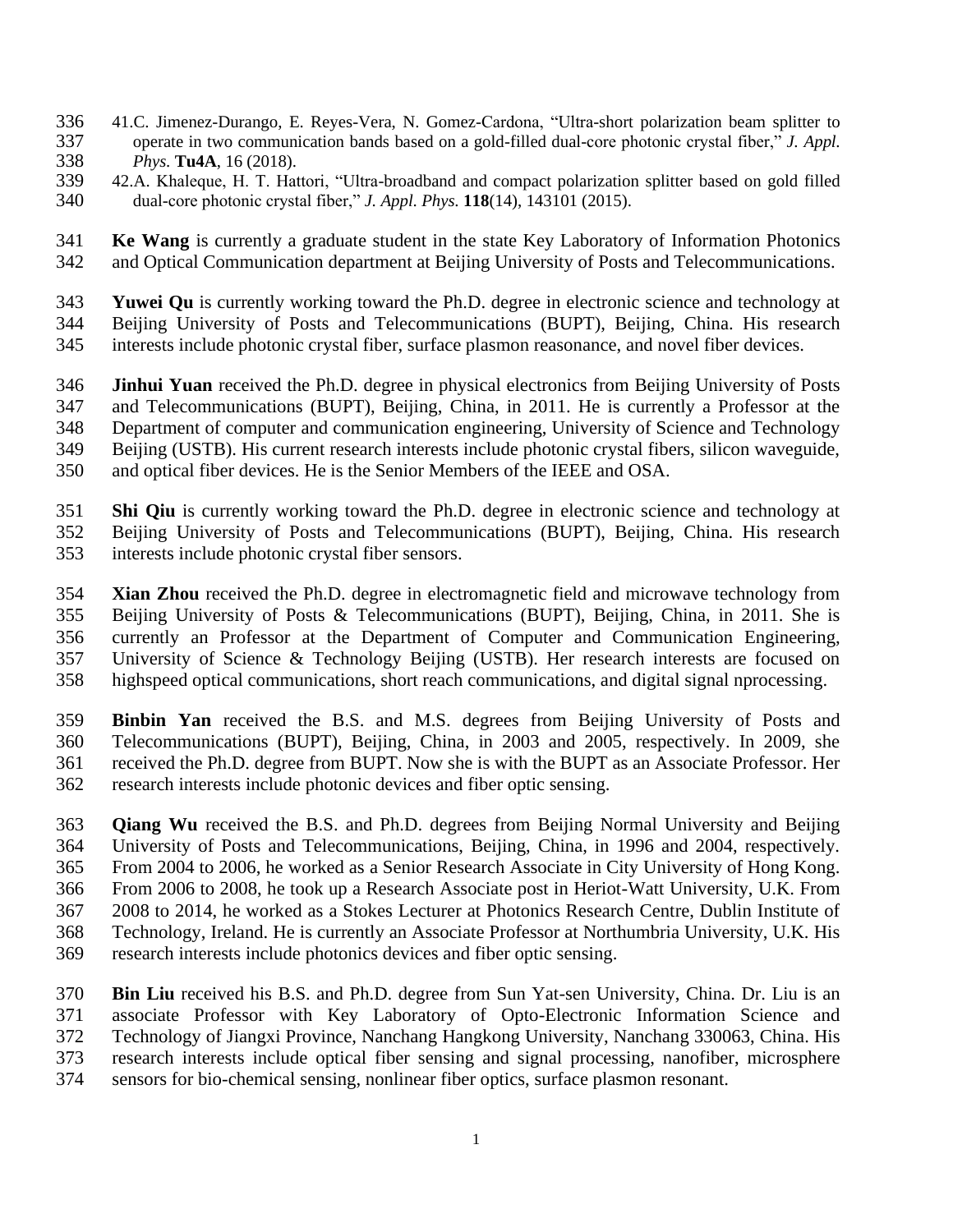41. C. Jimenez-Durango, E. Reyes-Vera, N. Gomez-Cardona, "Ultra-short polarization beam splitter to operate in two communication bands based on a gold-filled dual-core photonic crystal fiber," *J. Appl. Phys.* **Tu4A**, 16 (2018).
42. A. Khaleque, H. T. Hattori, "Ultra-broadband and compact polarization splitter based on gold filled dual-core photonic crystal fiber," *J. Appl. Phys.* **118**(14), 143101 (2015).

**Ke Wang** is currently a graduate student in the state Key Laboratory of Information Photonics and Optical Communication department at Beijing University of Posts and Telecommunications.

**Yuwei Qu** is currently working toward the Ph.D. degree in electronic science and technology at Beijing University of Posts and Telecommunications (BUPT), Beijing, China. His research interests include photonic crystal fiber, surface plasmon reasonance, and novel fiber devices.

**Jinhui Yuan** received the Ph.D. degree in physical electronics from Beijing University of Posts and Telecommunications (BUPT), Beijing, China, in 2011. He is currently a Professor at the Department of computer and communication engineering, University of Science and Technology Beijing (USTB). His current research interests include photonic crystal fibers, silicon waveguide, and optical fiber devices. He is the Senior Members of the IEEE and OSA.

**Shi Qiu** is currently working toward the Ph.D. degree in electronic science and technology at Beijing University of Posts and Telecommunications (BUPT), Beijing, China. His research interests include photonic crystal fiber sensors.

**Xian Zhou** received the Ph.D. degree in electromagnetic field and microwave technology from Beijing University of Posts & Telecommunications (BUPT), Beijing, China, in 2011. She is currently an Professor at the Department of Computer and Communication Engineering, University of Science & Technology Beijing (USTB). Her research interests are focused on highspeed optical communications, short reach communications, and digital signal nprocessing.

**Binbin Yan** received the B.S. and M.S. degrees from Beijing University of Posts and Telecommunications (BUPT), Beijing, China, in 2003 and 2005, respectively. In 2009, she received the Ph.D. degree from BUPT. Now she is with the BUPT as an Associate Professor. Her research interests include photonic devices and fiber optic sensing.

**Qiang Wu** received the B.S. and Ph.D. degrees from Beijing Normal University and Beijing University of Posts and Telecommunications, Beijing, China, in 1996 and 2004, respectively. From 2004 to 2006, he worked as a Senior Research Associate in City University of Hong Kong. From 2006 to 2008, he took up a Research Associate post in Heriot-Watt University, U.K. From 2008 to 2014, he worked as a Stokes Lecturer at Photonics Research Centre, Dublin Institute of Technology, Ireland. He is currently an Associate Professor at Northumbria University, U.K. His research interests include photonics devices and fiber optic sensing.

**Bin Liu** received his B.S. and Ph.D. degree from Sun Yat-sen University, China. Dr. Liu is an associate Professor with Key Laboratory of Opto-Electronic Information Science and Technology of Jiangxi Province, Nanchang Hangkong University, Nanchang 330063, China. His research interests include optical fiber sensing and signal processing, nanofiber, microsphere sensors for bio-chemical sensing, nonlinear fiber optics, surface plasmon resonant.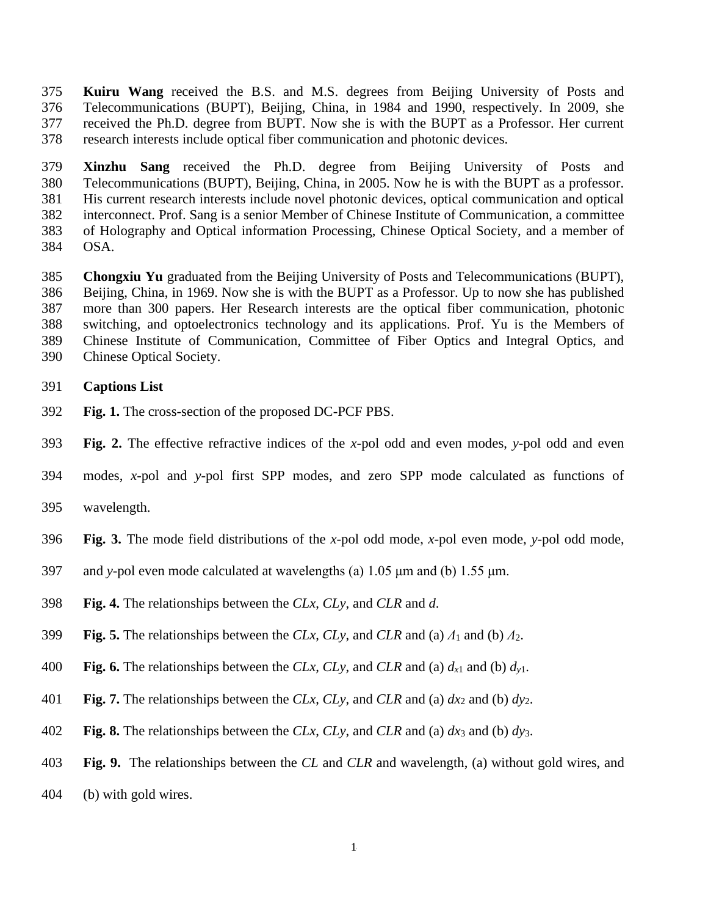**Kuiru Wang** received the B.S. and M.S. degrees from Beijing University of Posts and Telecommunications (BUPT), Beijing, China, in 1984 and 1990, respectively. In 2009, she received the Ph.D. degree from BUPT. Now she is with the BUPT as a Professor. Her current research interests include optical fiber communication and photonic devices.

**Xinzhu Sang** received the Ph.D. degree from Beijing University of Posts and Telecommunications (BUPT), Beijing, China, in 2005. Now he is with the BUPT as a professor. His current research interests include novel photonic devices, optical communication and optical interconnect. Prof. Sang is a senior Member of Chinese Institute of Communication, a committee of Holography and Optical information Processing, Chinese Optical Society, and a member of OSA.

**Chongxiu Yu** graduated from the Beijing University of Posts and Telecommunications (BUPT), Beijing, China, in 1969. Now she is with the BUPT as a Professor. Up to now she has published more than 300 papers. Her Research interests are the optical fiber communication, photonic switching, and optoelectronics technology and its applications. Prof. Yu is the Members of Chinese Institute of Communication, Committee of Fiber Optics and Integral Optics, and Chinese Optical Society.

**Captions List**

**Fig. 1.** The cross-section of the proposed DC-PCF PBS.

**Fig. 2.** The effective refractive indices of the *x*-pol odd and even modes, *y*-pol odd and even modes, *x*-pol and *y*-pol first SPP modes, and zero SPP mode calculated as functions of wavelength.

**Fig. 3.** The mode field distributions of the *x*-pol odd mode, *x*-pol even mode, *y*-pol odd mode, and *y*-pol even mode calculated at wavelengths (a) 1.05 μm and (b) 1.55 μm.

**Fig. 4.** The relationships between the *CLx*, *CLy*, and *CLR* and *d*.

**Fig. 5.** The relationships between the *CLx*, *CLy*, and *CLR* and (a) $\Lambda_1$ and (b) $\Lambda_2$.

**Fig. 6.** The relationships between the *CLx*, *CLy*, and *CLR* and (a) $d_{x1}$ and (b) $d_{y1}$.

**Fig. 7.** The relationships between the *CLx*, *CLy*, and *CLR* and (a) $dx_2$ and (b) $dy_2$.

**Fig. 8.** The relationships between the *CLx*, *CLy*, and *CLR* and (a) $dx_3$ and (b) $dy_3$.

**Fig. 9.** The relationships between the *CL* and *CLR* and wavelength, (a) without gold wires, and (b) with gold wires.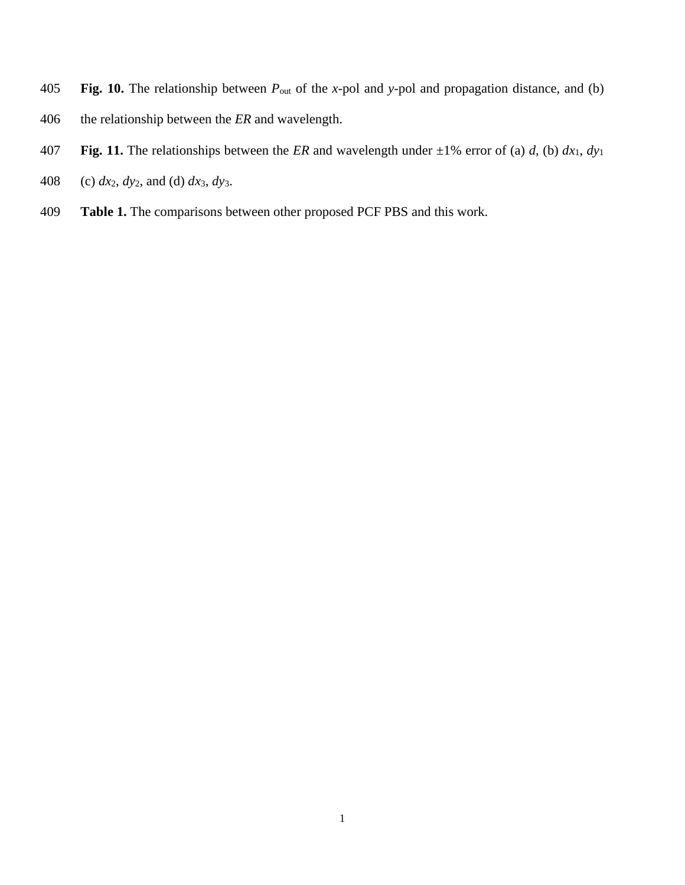**Fig. 10.** The relationship between $P_{out}$ of the *x*-pol and *y*-pol and propagation distance, and (b) the relationship between the *ER* and wavelength.

**Fig. 11.** The relationships between the *ER* and wavelength under ±1% error of (a) $d$, (b) $dx_1$, $dy_1$ (c) $dx_2$, $dy_2$, and (d) $dx_3$, $dy_3$.

**Table 1.** The comparisons between other proposed PCF PBS and this work.